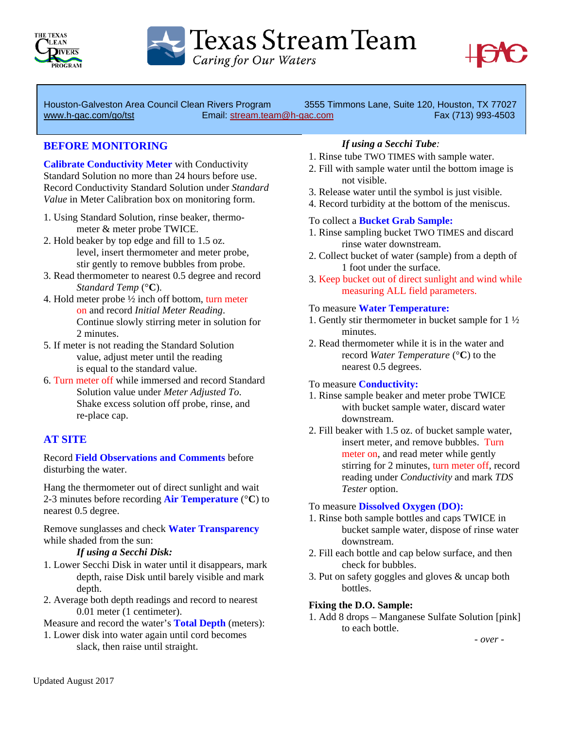Texas Stream Team

*Caring for Our Waters*

Houston-Galveston Area Council Clean Rivers Program 3555 Timmons Lane, Suite 120, Houston, TX 77027
www.h-gac.com/go/tst Email: stream.team@h-gac.com Fax (713) 993-4503

## BEFORE MONITORING

**Calibrate Conductivity Meter** with Conductivity Standard Solution no more than 24 hours before use. Record Conductivity Standard Solution under *Standard Value* in Meter Calibration box on monitoring form.

1. Using Standard Solution, rinse beaker, thermometer & meter probe TWICE.
2. Hold beaker by top edge and fill to 1.5 oz. level, insert thermometer and meter probe, stir gently to remove bubbles from probe.
3. Read thermometer to nearest 0.5 degree and record *Standard Temp* (°**C**).
4. Hold meter probe ½ inch off bottom, turn meter on and record *Initial Meter Reading*. Continue slowly stirring meter in solution for 2 minutes.
5. If meter is not reading the Standard Solution value, adjust meter until the reading is equal to the standard value.
6. Turn meter off while immersed and record Standard Solution value under *Meter Adjusted To*. Shake excess solution off probe, rinse, and re-place cap.

## AT SITE

Record **Field Observations and Comments** before disturbing the water.

Hang the thermometer out of direct sunlight and wait 2-3 minutes before recording **Air Temperature** (°**C**) to nearest 0.5 degree.

Remove sunglasses and check **Water Transparency** while shaded from the sun:

***If using a Secchi Disk:***

1. Lower Secchi Disk in water until it disappears, mark depth, raise Disk until barely visible and mark depth.
2. Average both depth readings and record to nearest 0.01 meter (1 centimeter).

Measure and record the water's **Total Depth** (meters):

1. Lower disk into water again until cord becomes slack, then raise until straight.

***If using a Secchi Tube:***

1. Rinse tube TWO TIMES with sample water.
2. Fill with sample water until the bottom image is not visible.
3. Release water until the symbol is just visible.
4. Record turbidity at the bottom of the meniscus.

To collect a **Bucket Grab Sample:**

1. Rinse sampling bucket TWO TIMES and discard rinse water downstream.
2. Collect bucket of water (sample) from a depth of 1 foot under the surface.
3. Keep bucket out of direct sunlight and wind while measuring ALL field parameters.

To measure **Water Temperature:**

1. Gently stir thermometer in bucket sample for 1 ½ minutes.
2. Read thermometer while it is in the water and record *Water Temperature* (°**C**) to the nearest 0.5 degrees.

To measure **Conductivity:**

1. Rinse sample beaker and meter probe TWICE with bucket sample water, discard water downstream.
2. Fill beaker with 1.5 oz. of bucket sample water, insert meter, and remove bubbles. Turn meter on, and read meter while gently stirring for 2 minutes, turn meter off, record reading under *Conductivity* and mark *TDS Tester* option.

To measure **Dissolved Oxygen (DO):**

1. Rinse both sample bottles and caps TWICE in bucket sample water, dispose of rinse water downstream.
2. Fill each bottle and cap below surface, and then check for bubbles.
3. Put on safety goggles and gloves & uncap both bottles.

**Fixing the D.O. Sample:**

1. Add 8 drops – Manganese Sulfate Solution [pink] to each bottle.

*- over -*

Updated August 2017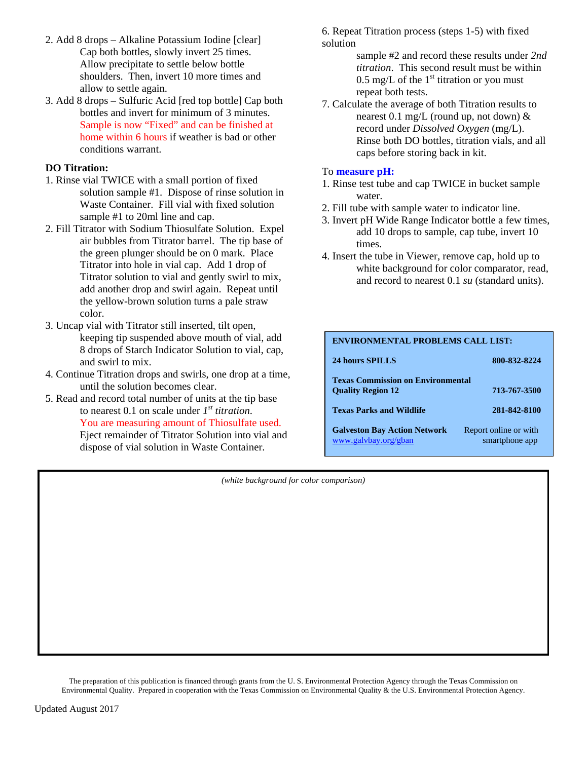2. Add 8 drops – Alkaline Potassium Iodine [clear] Cap both bottles, slowly invert 25 times. Allow precipitate to settle below bottle shoulders. Then, invert 10 more times and allow to settle again.
3. Add 8 drops – Sulfuric Acid [red top bottle] Cap both bottles and invert for minimum of 3 minutes. Sample is now "Fixed" and can be finished at home within 6 hours if weather is bad or other conditions warrant.

**DO Titration:**

1. Rinse vial TWICE with a small portion of fixed solution sample #1. Dispose of rinse solution in Waste Container. Fill vial with fixed solution sample #1 to 20ml line and cap.
2. Fill Titrator with Sodium Thiosulfate Solution. Expel air bubbles from Titrator barrel. The tip base of the green plunger should be on 0 mark. Place Titrator into hole in vial cap. Add 1 drop of Titrator solution to vial and gently swirl to mix, add another drop and swirl again. Repeat until the yellow-brown solution turns a pale straw color.
3. Uncap vial with Titrator still inserted, tilt open, keeping tip suspended above mouth of vial, add 8 drops of Starch Indicator Solution to vial, cap, and swirl to mix.
4. Continue Titration drops and swirls, one drop at a time, until the solution becomes clear.
5. Read and record total number of units at the tip base to nearest 0.1 on scale under *1st titration.* You are measuring amount of Thiosulfate used. Eject remainder of Titrator Solution into vial and dispose of vial solution in Waste Container.
6. Repeat Titration process (steps 1-5) with fixed solution sample #2 and record these results under *2nd titration*. This second result must be within 0.5 mg/L of the 1st titration or you must repeat both tests.
7. Calculate the average of both Titration results to nearest 0.1 mg/L (round up, not down) & record under *Dissolved Oxygen* (mg/L). Rinse both DO bottles, titration vials, and all caps before storing back in kit.

To **measure pH:**

1. Rinse test tube and cap TWICE in bucket sample water.
2. Fill tube with sample water to indicator line.
3. Invert pH Wide Range Indicator bottle a few times, add 10 drops to sample, cap tube, invert 10 times.
4. Insert the tube in Viewer, remove cap, hold up to white background for color comparator, read, and record to nearest 0.1 *su* (standard units).

**ENVIRONMENTAL PROBLEMS CALL LIST:**

| | |
|---|---|
| **24 hours SPILLS** | **800-832-8224** |
| **Texas Commission on Environmental Quality Region 12** | **713-767-3500** |
| **Texas Parks and Wildlife** | **281-842-8100** |
| **Galveston Bay Action Network** www.galvbay.org/gban | Report online or with smartphone app |

*(white background for color comparison)*

The preparation of this publication is financed through grants from the U. S. Environmental Protection Agency through the Texas Commission on Environmental Quality. Prepared in cooperation with the Texas Commission on Environmental Quality & the U.S. Environmental Protection Agency.

Updated August 2017